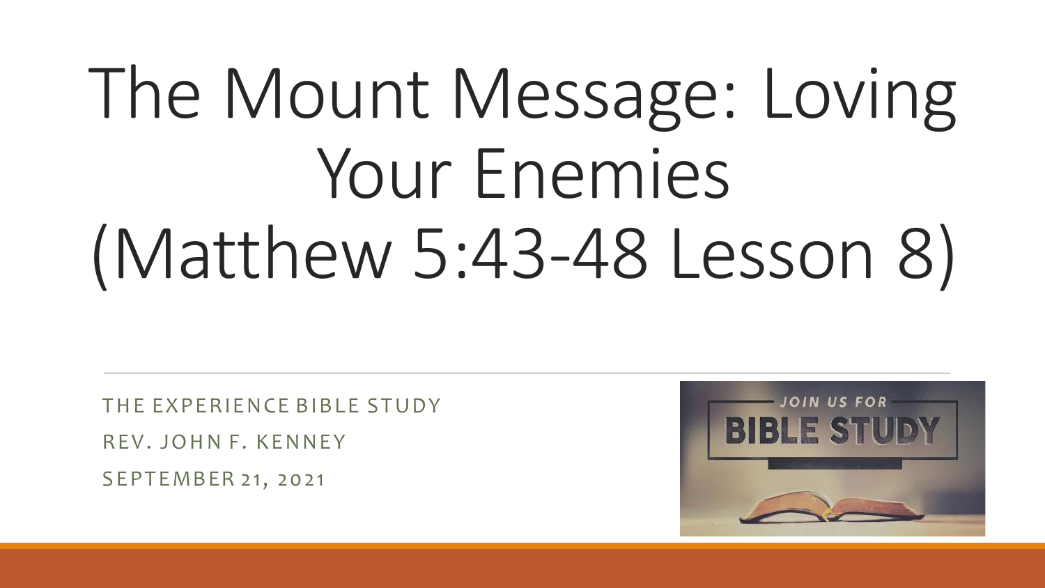# The Mount Message: Loving Your Enemies (Matthew 5:43-48 Lesson 8)

THE EXPERIENCE BIBLE STUDY

REV. JOHN F. KENNEY

SEPTEMBER 21, 2021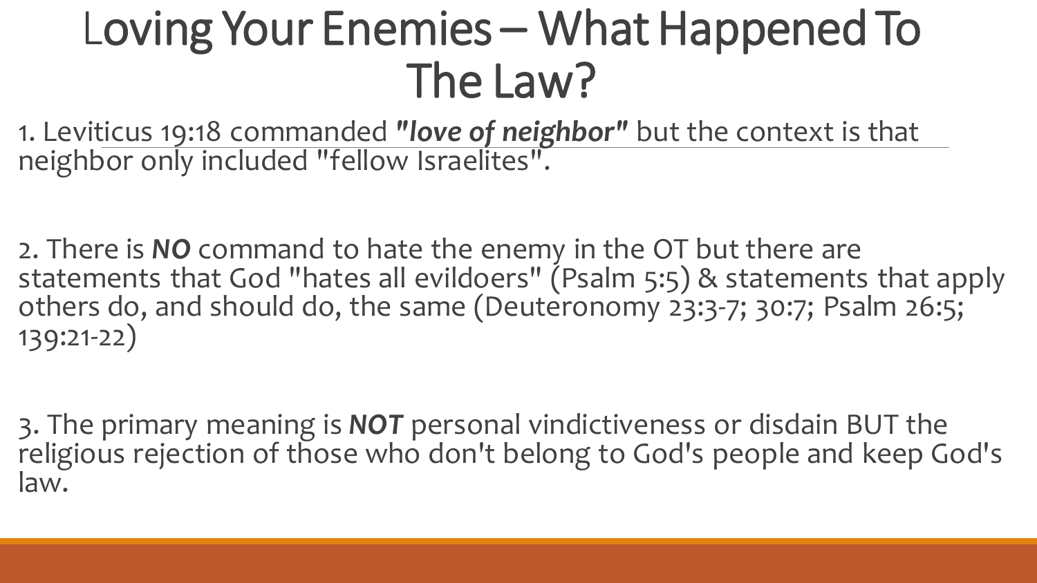# Loving Your Enemies – What Happened To The Law?

1. Leviticus 19:18 commanded ***"love of neighbor"*** but the context is that neighbor only included "fellow Israelites".

2. There is ***NO*** command to hate the enemy in the OT but there are statements that God "hates all evildoers" (Psalm 5:5) & statements that apply others do, and should do, the same (Deuteronomy 23:3-7; 30:7; Psalm 26:5; 139:21-22)

3. The primary meaning is ***NOT*** personal vindictiveness or disdain BUT the religious rejection of those who don't belong to God's people and keep God's law.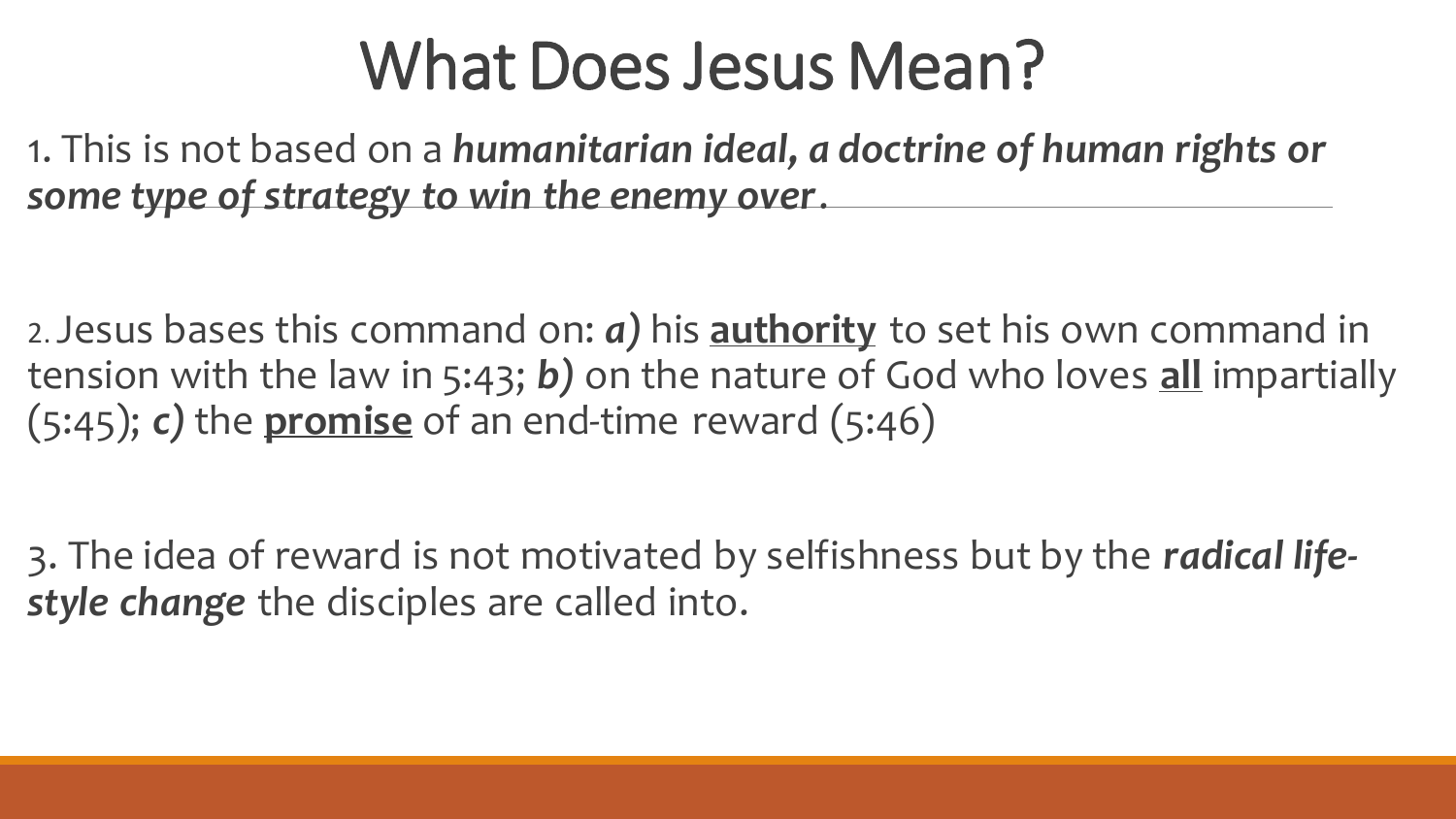# What Does Jesus Mean?

1. This is not based on a ***humanitarian ideal, a doctrine of human rights or some type of strategy to win the enemy over***.

2. Jesus bases this command on: ***a)*** his **<u>authority</u>** to set his own command in tension with the law in 5:43; ***b)*** on the nature of God who loves **<u>all</u>** impartially (5:45); ***c)*** the **<u>promise</u>** of an end-time reward (5:46)

3. The idea of reward is not motivated by selfishness but by the ***radical life-style change*** the disciples are called into.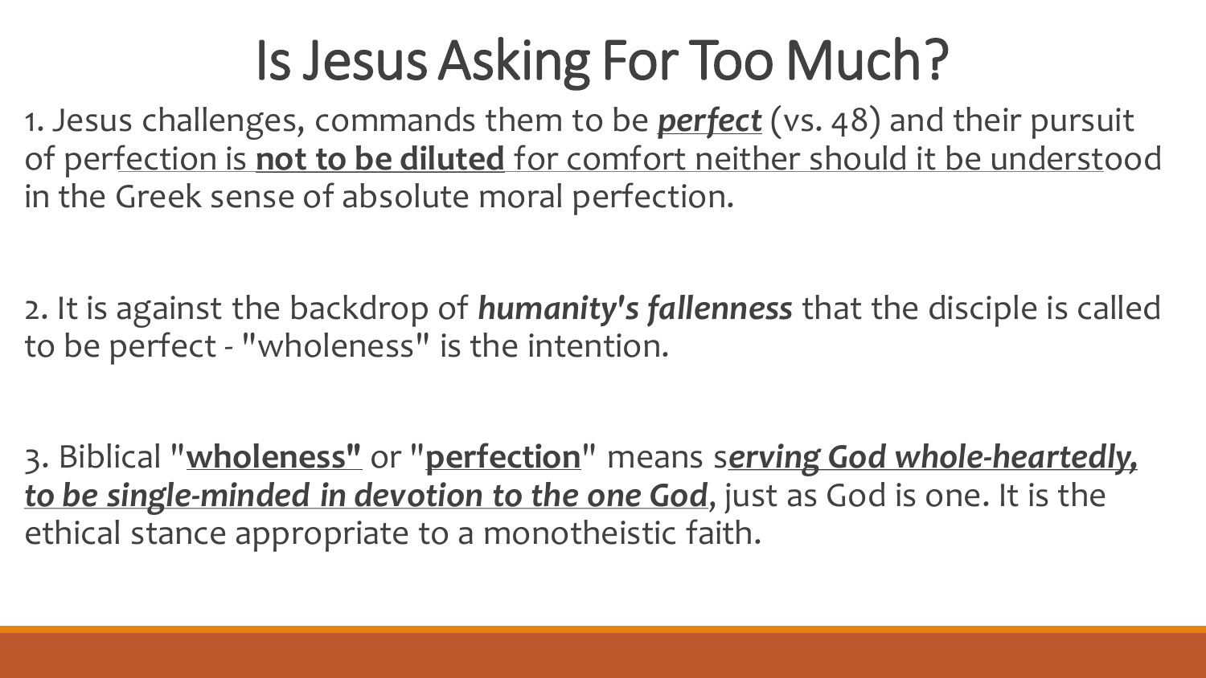# Is Jesus Asking For Too Much?

1. Jesus challenges, commands them to be ***perfect*** (vs. 48) and their pursuit of perfection is **not to be diluted** for comfort neither should it be understood in the Greek sense of absolute moral perfection.

2. It is against the backdrop of ***humanity's fallenness*** that the disciple is called to be perfect - "wholeness" is the intention.

3. Biblical "**wholeness"** or "**perfection**" means s***erving God whole-heartedly, to be single-minded in devotion to the one God***, just as God is one. It is the ethical stance appropriate to a monotheistic faith.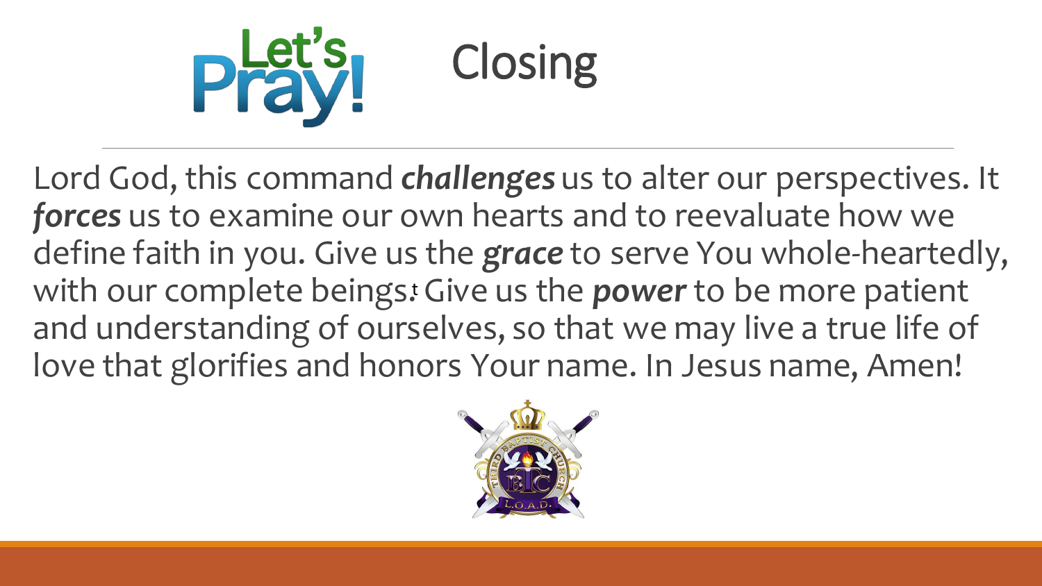# Let's Pray! Closing

Lord God, this command ***challenges*** us to alter our perspectives. It ***forces*** us to examine our own hearts and to reevaluate how we define faith in you. Give us the ***grace*** to serve You whole-heartedly, with our complete beings. Give us the ***power*** to be more patient and understanding of ourselves, so that we may live a true life of love that glorifies and honors Your name. In Jesus name, Amen!